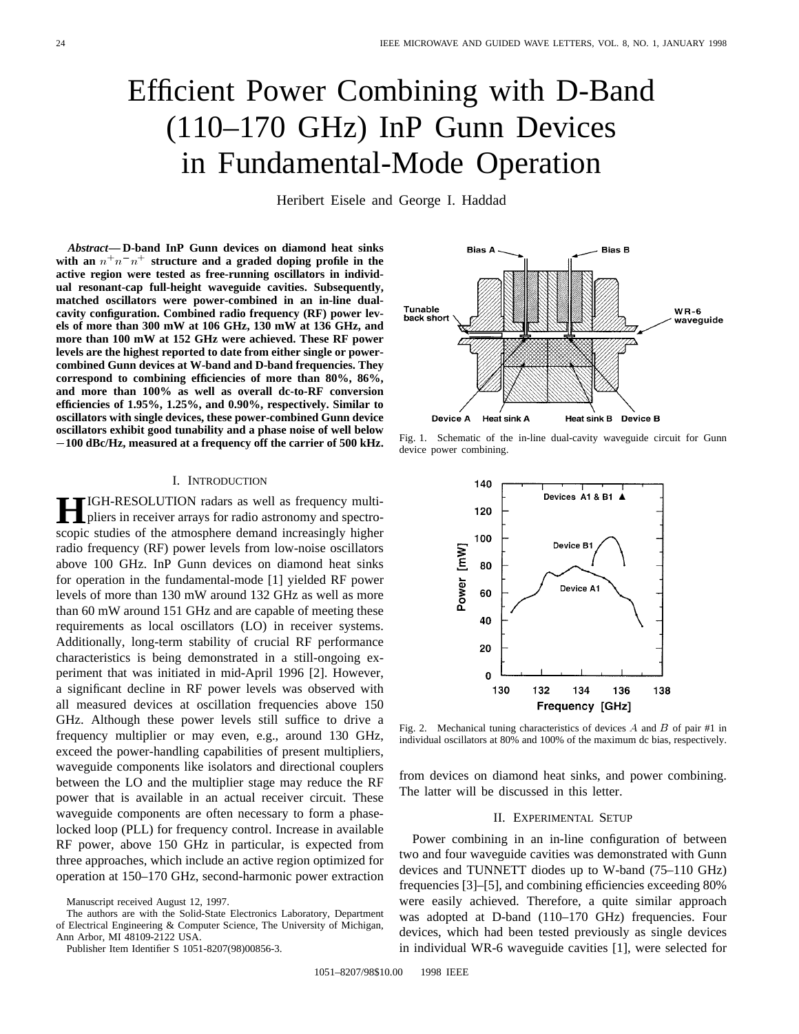# Efficient Power Combining with D-Band (110–170 GHz) InP Gunn Devices in Fundamental-Mode Operation

Heribert Eisele and George I. Haddad

***Abstract*— D-band InP Gunn devices on diamond heat sinks with an $n^+n^-n^+$ structure and a graded doping profile in the active region were tested as free-running oscillators in individual resonant-cap full-height waveguide cavities. Subsequently, matched oscillators were power-combined in an in-line dual-cavity configuration. Combined radio frequency (RF) power levels of more than 300 mW at 106 GHz, 130 mW at 136 GHz, and more than 100 mW at 152 GHz were achieved. These RF power levels are the highest reported to date from either single or power-combined Gunn devices at W-band and D-band frequencies. They correspond to combining efficiencies of more than 80%, 86%, and more than 100% as well as overall dc-to-RF conversion efficiencies of 1.95%, 1.25%, and 0.90%, respectively. Similar to oscillators with single devices, these power-combined Gunn device oscillators exhibit good tunability and a phase noise of well below −100 dBc/Hz, measured at a frequency off the carrier of 500 kHz.**

## I. Introduction

High-resolution radars as well as frequency multipliers in receiver arrays for radio astronomy and spectroscopic studies of the atmosphere demand increasingly higher radio frequency (RF) power levels from low-noise oscillators above 100 GHz. InP Gunn devices on diamond heat sinks for operation in the fundamental-mode [1] yielded RF power levels of more than 130 mW around 132 GHz as well as more than 60 mW around 151 GHz and are capable of meeting these requirements as local oscillators (LO) in receiver systems. Additionally, long-term stability of crucial RF performance characteristics is being demonstrated in a still-ongoing experiment that was initiated in mid-April 1996 [2]. However, a significant decline in RF power levels was observed with all measured devices at oscillation frequencies above 150 GHz. Although these power levels still suffice to drive a frequency multiplier or may even, e.g., around 130 GHz, exceed the power-handling capabilities of present multipliers, waveguide components like isolators and directional couplers between the LO and the multiplier stage may reduce the RF power that is available in an actual receiver circuit. These waveguide components are often necessary to form a phase-locked loop (PLL) for frequency control. Increase in available RF power, above 150 GHz in particular, is expected from three approaches, which include an active region optimized for operation at 150–170 GHz, second-harmonic power extraction from devices on diamond heat sinks, and power combining. The latter will be discussed in this letter.

Manuscript received August 12, 1997.

The authors are with the Solid-State Electronics Laboratory, Department of Electrical Engineering & Computer Science, The University of Michigan, Ann Arbor, MI 48109-2122 USA.

Publisher Item Identifier S 1051-8207(98)00856-3.

Fig. 1. Schematic of the in-line dual-cavity waveguide circuit for Gunn device power combining.

Fig. 2. Mechanical tuning characteristics of devices $A$ and $B$ of pair #1 in individual oscillators at 80% and 100% of the maximum dc bias, respectively.

## II. Experimental Setup

Power combining in an in-line configuration of between two and four waveguide cavities was demonstrated with Gunn devices and TUNNETT diodes up to W-band (75–110 GHz) frequencies [3]–[5], and combining efficiencies exceeding 80% were easily achieved. Therefore, a quite similar approach was adopted at D-band (110–170 GHz) frequencies. Four devices, which had been tested previously as single devices in individual WR-6 waveguide cavities [1], were selected for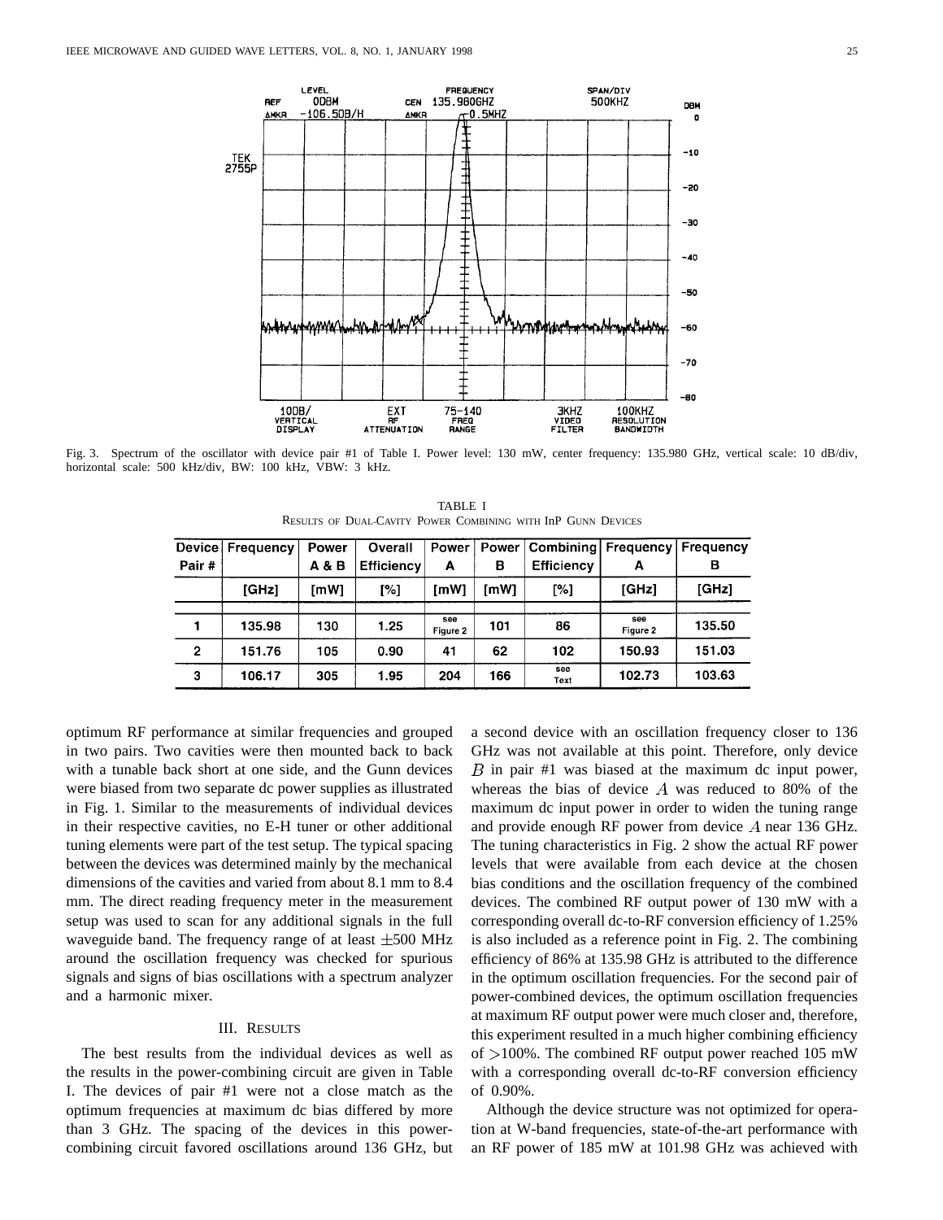Fig. 3. Spectrum of the oscillator with device pair #1 of Table I. Power level: 130 mW, center frequency: 135.980 GHz, vertical scale: 10 dB/div, horizontal scale: 500 kHz/div, BW: 100 kHz, VBW: 3 kHz.

TABLE I
RESULTS OF DUAL-CAVITY POWER COMBINING WITH InP GUNN DEVICES

| Device Pair # | Frequency | Power A & B | Overall Efficiency | Power A | Power B | Combining Efficiency | Frequency A | Frequency B |
|---|---|---|---|---|---|---|---|---|
| | [GHz] | [mW] | [%] | [mW] | [mW] | [%] | [GHz] | [GHz] |
| 1 | 135.98 | 130 | 1.25 | see Figure 2 | 101 | 86 | see Figure 2 | 135.50 |
| 2 | 151.76 | 105 | 0.90 | 41 | 62 | 102 | 150.93 | 151.03 |
| 3 | 106.17 | 305 | 1.95 | 204 | 166 | see Text | 102.73 | 103.63 |

optimum RF performance at similar frequencies and grouped in two pairs. Two cavities were then mounted back to back with a tunable back short at one side, and the Gunn devices were biased from two separate dc power supplies as illustrated in Fig. 1. Similar to the measurements of individual devices in their respective cavities, no E-H tuner or other additional tuning elements were part of the test setup. The typical spacing between the devices was determined mainly by the mechanical dimensions of the cavities and varied from about 8.1 mm to 8.4 mm. The direct reading frequency meter in the measurement setup was used to scan for any additional signals in the full waveguide band. The frequency range of at least $\pm 500$ MHz around the oscillation frequency was checked for spurious signals and signs of bias oscillations with a spectrum analyzer and a harmonic mixer.

## III. RESULTS

The best results from the individual devices as well as the results in the power-combining circuit are given in Table I. The devices of pair #1 were not a close match as the optimum frequencies at maximum dc bias differed by more than 3 GHz. The spacing of the devices in this power-combining circuit favored oscillations around 136 GHz, but a second device with an oscillation frequency closer to 136 GHz was not available at this point. Therefore, only device $B$ in pair #1 was biased at the maximum dc input power, whereas the bias of device $A$ was reduced to 80% of the maximum dc input power in order to widen the tuning range and provide enough RF power from device $A$ near 136 GHz. The tuning characteristics in Fig. 2 show the actual RF power levels that were available from each device at the chosen bias conditions and the oscillation frequency of the combined devices. The combined RF output power of 130 mW with a corresponding overall dc-to-RF conversion efficiency of 1.25% is also included as a reference point in Fig. 2. The combining efficiency of 86% at 135.98 GHz is attributed to the difference in the optimum oscillation frequencies. For the second pair of power-combined devices, the optimum oscillation frequencies at maximum RF output power were much closer and, therefore, this experiment resulted in a much higher combining efficiency of $>$100%. The combined RF output power reached 105 mW with a corresponding overall dc-to-RF conversion efficiency of 0.90%.

Although the device structure was not optimized for operation at W-band frequencies, state-of-the-art performance with an RF power of 185 mW at 101.98 GHz was achieved with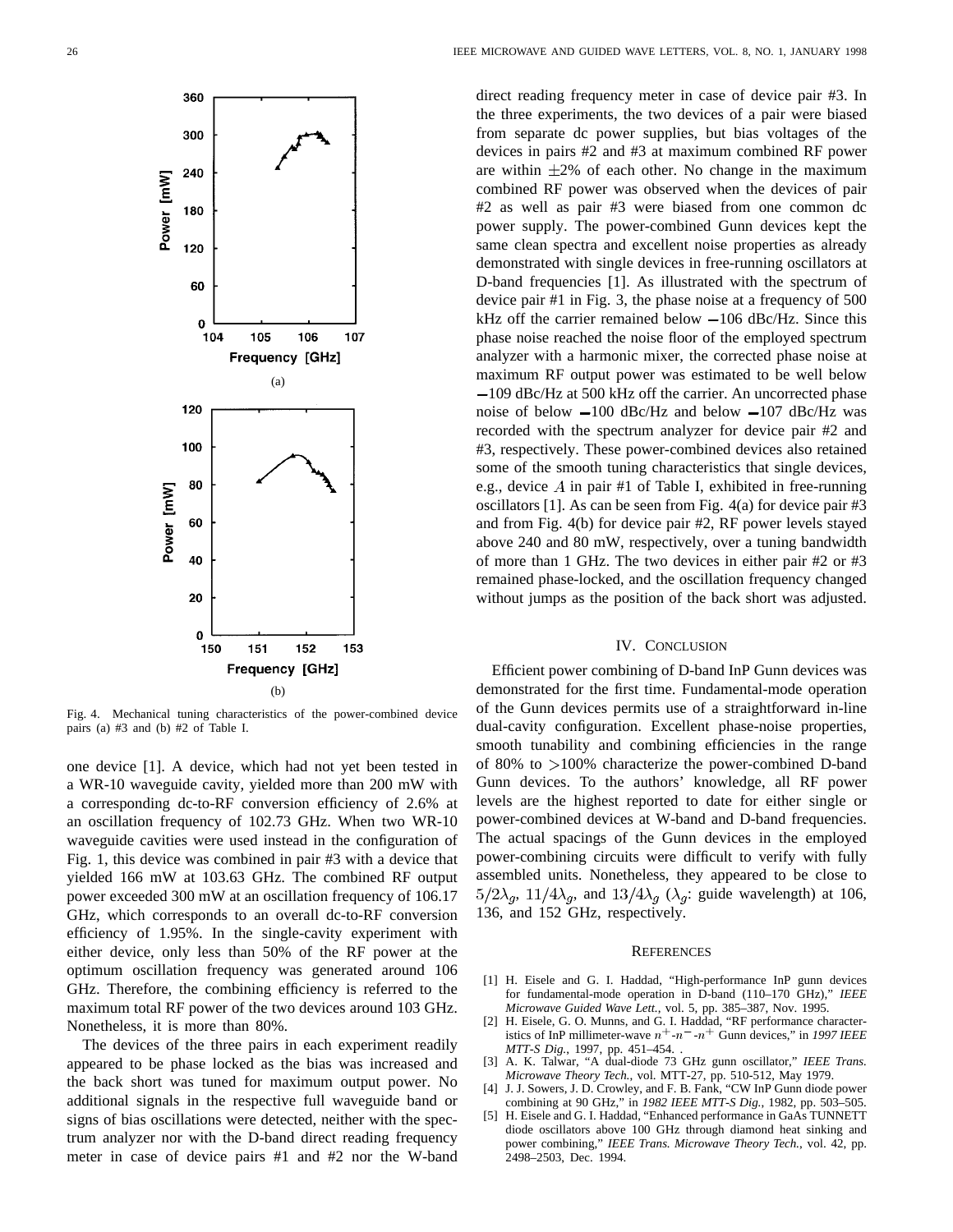Power [mW]

360
300
240
180
120
60
0

104 105 106 107

Frequency [GHz]

(a)

Power [mW]

120
100
80
60
40
20
0

150 151 152 153

Frequency [GHz]

(b)

Fig. 4. Mechanical tuning characteristics of the power-combined device pairs (a) #3 and (b) #2 of Table I.

one device [1]. A device, which had not yet been tested in a WR-10 waveguide cavity, yielded more than 200 mW with a corresponding dc-to-RF conversion efficiency of 2.6% at an oscillation frequency of 102.73 GHz. When two WR-10 waveguide cavities were used instead in the configuration of Fig. 1, this device was combined in pair #3 with a device that yielded 166 mW at 103.63 GHz. The combined RF output power exceeded 300 mW at an oscillation frequency of 106.17 GHz, which corresponds to an overall dc-to-RF conversion efficiency of 1.95%. In the single-cavity experiment with either device, only less than 50% of the RF power at the optimum oscillation frequency was generated around 106 GHz. Therefore, the combining efficiency is referred to the maximum total RF power of the two devices around 103 GHz. Nonetheless, it is more than 80%.

The devices of the three pairs in each experiment readily appeared to be phase locked as the bias was increased and the back short was tuned for maximum output power. No additional signals in the respective full waveguide band or signs of bias oscillations were detected, neither with the spectrum analyzer nor with the D-band direct reading frequency meter in case of device pairs #1 and #2 nor the W-band direct reading frequency meter in case of device pair #3. In the three experiments, the two devices of a pair were biased from separate dc power supplies, but bias voltages of the devices in pairs #2 and #3 at maximum combined RF power are within $\pm 2\%$ of each other. No change in the maximum combined RF power was observed when the devices of pair #2 as well as pair #3 were biased from one common dc power supply. The power-combined Gunn devices kept the same clean spectra and excellent noise properties as already demonstrated with single devices in free-running oscillators at D-band frequencies [1]. As illustrated with the spectrum of device pair #1 in Fig. 3, the phase noise at a frequency of 500 kHz off the carrier remained below −106 dBc/Hz. Since this phase noise reached the noise floor of the employed spectrum analyzer with a harmonic mixer, the corrected phase noise at maximum RF output power was estimated to be well below −109 dBc/Hz at 500 kHz off the carrier. An uncorrected phase noise of below −100 dBc/Hz and below −107 dBc/Hz was recorded with the spectrum analyzer for device pair #2 and #3, respectively. These power-combined devices also retained some of the smooth tuning characteristics that single devices, e.g., device $A$ in pair #1 of Table I, exhibited in free-running oscillators [1]. As can be seen from Fig. 4(a) for device pair #3 and from Fig. 4(b) for device pair #2, RF power levels stayed above 240 and 80 mW, respectively, over a tuning bandwidth of more than 1 GHz. The two devices in either pair #2 or #3 remained phase-locked, and the oscillation frequency changed without jumps as the position of the back short was adjusted.

## IV. Conclusion

Efficient power combining of D-band InP Gunn devices was demonstrated for the first time. Fundamental-mode operation of the Gunn devices permits use of a straightforward in-line dual-cavity configuration. Excellent phase-noise properties, smooth tunability and combining efficiencies in the range of 80% to >100% characterize the power-combined D-band Gunn devices. To the authors' knowledge, all RF power levels are the highest reported to date for either single or power-combined devices at W-band and D-band frequencies. The actual spacings of the Gunn devices in the employed power-combining circuits were difficult to verify with fully assembled units. Nonetheless, they appeared to be close to $5/2\lambda_g$, $11/4\lambda_g$, and $13/4\lambda_g$ ($\lambda_g$: guide wavelength) at 106, 136, and 152 GHz, respectively.

## References

[1] H. Eisele and G. I. Haddad, "High-performance InP gunn devices for fundamental-mode operation in D-band (110–170 GHz)," *IEEE Microwave Guided Wave Lett.*, vol. 5, pp. 385–387, Nov. 1995.

[2] H. Eisele, G. O. Munns, and G. I. Haddad, "RF performance characteristics of InP millimeter-wave $n^+$-$n^-$-$n^+$ Gunn devices," in *1997 IEEE MTT-S Dig.*, 1997, pp. 451–454. .

[3] A. K. Talwar, "A dual-diode 73 GHz gunn oscillator," *IEEE Trans. Microwave Theory Tech.*, vol. MTT-27, pp. 510-512, May 1979.

[4] J. J. Sowers, J. D. Crowley, and F. B. Fank, "CW InP Gunn diode power combining at 90 GHz," in *1982 IEEE MTT-S Dig.*, 1982, pp. 503–505.

[5] H. Eisele and G. I. Haddad, "Enhanced performance in GaAs TUNNETT diode oscillators above 100 GHz through diamond heat sinking and power combining," *IEEE Trans. Microwave Theory Tech.*, vol. 42, pp. 2498–2503, Dec. 1994.